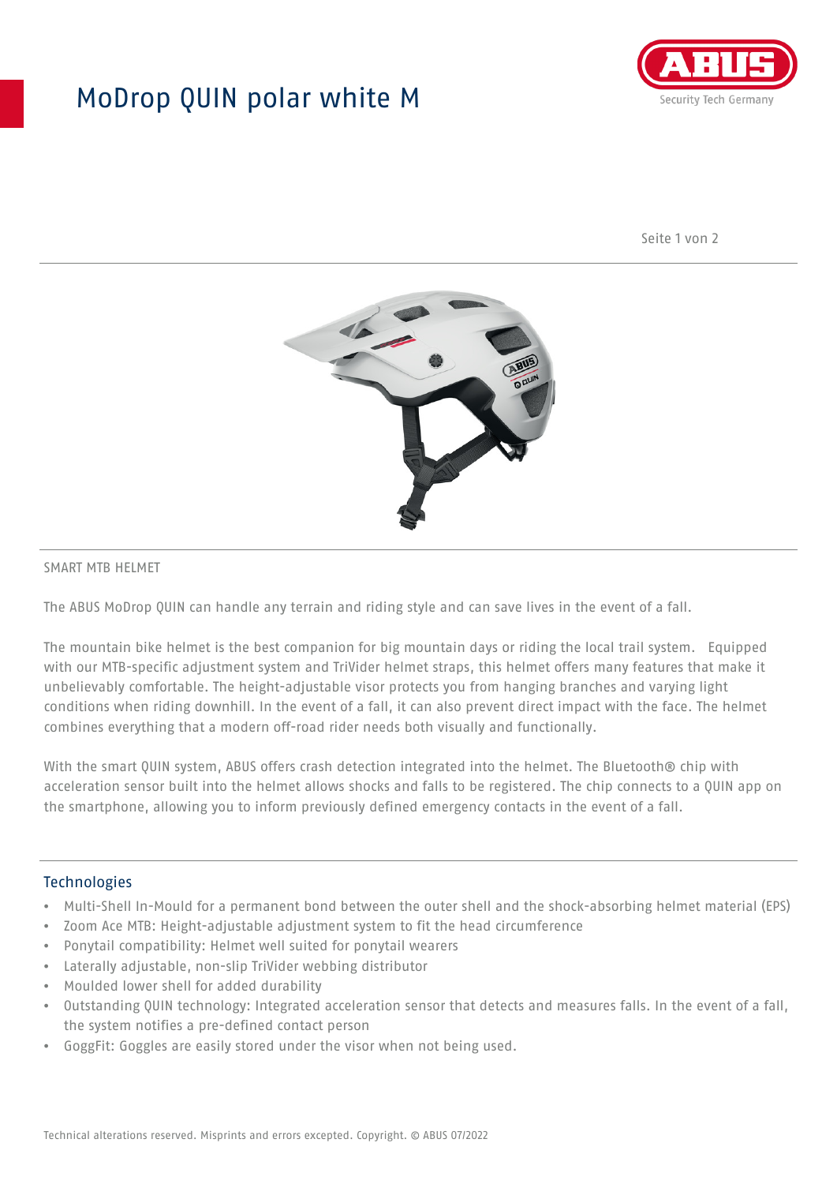# ModDrop QUIN polar white M

SMART MTB HELMET

The ABUS MoDrop QUIN can handle any terrain and riding style and can save lives in the event of a fall.

The mountain bike helmet is the best companion for big mountain days or riding the local trail system. Equipped with our MTB-specific adjustment system and TriVider helmet straps, this helmet offers many features that make it unbelievably comfortable. The height-adjustable visor protects you from hanging branches and varying light conditions when riding downhill. In the event of a fall, it can also prevent direct impact with the face. The helmet combines everything that a modern off-road rider needs both visually and functionally.

With the smart QUIN system, ABUS offers crash detection integrated into the helmet. The Bluetooth® chip with acceleration sensor built into the helmet allows shocks and falls to be registered. The chip connects to a QUIN app on the smartphone, allowing you to inform previously defined emergency contacts in the event of a fall.

## Technologies

- Multi-Shell In-Mould for a permanent bond between the outer shell and the shock-absorbing helmet material (EPS)
- Zoom Ace MTB: Height-adjustable adjustment system to fit the head circumference
- Ponytail compatibility: Helmet well suited for ponytail wearers
- Laterally adjustable, non-slip TriVider webbing distributor
- Moulded lower shell for added durability
- Outstanding QUIN technology: Integrated acceleration sensor that detects and measures falls. In the event of a fall, the system notifies a pre-defined contact person
- GoggFit: Goggles are easily stored under the visor when not being used.

Technical alterations reserved. Misprints and errors excepted. Copyright. © ABUS 07/2022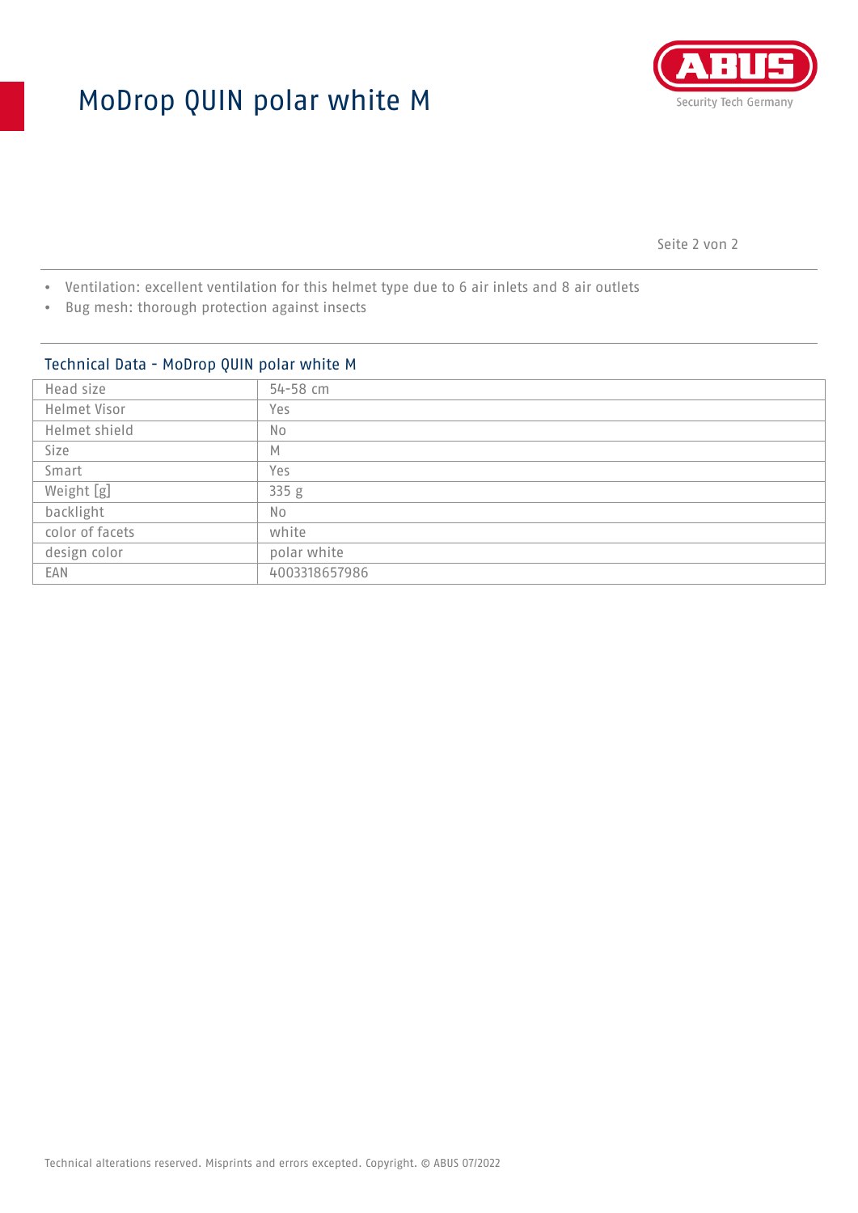- Ventilation: excellent ventilation for this helmet type due to 6 air inlets and 8 air outlets
- Bug mesh: thorough protection against insects

## Technical Data - MoDrop QUIN polar white M

| | |
|---|---|
| Head size | 54-58 cm |
| Helmet Visor | Yes |
| Helmet shield | No |
| Size | M |
| Smart | Yes |
| Weight [g] | 335 g |
| backlight | No |
| color of facets | white |
| design color | polar white |
| EAN | 4003318657986 |

Technical alterations reserved. Misprints and errors excepted. Copyright. © ABUS 07/2022